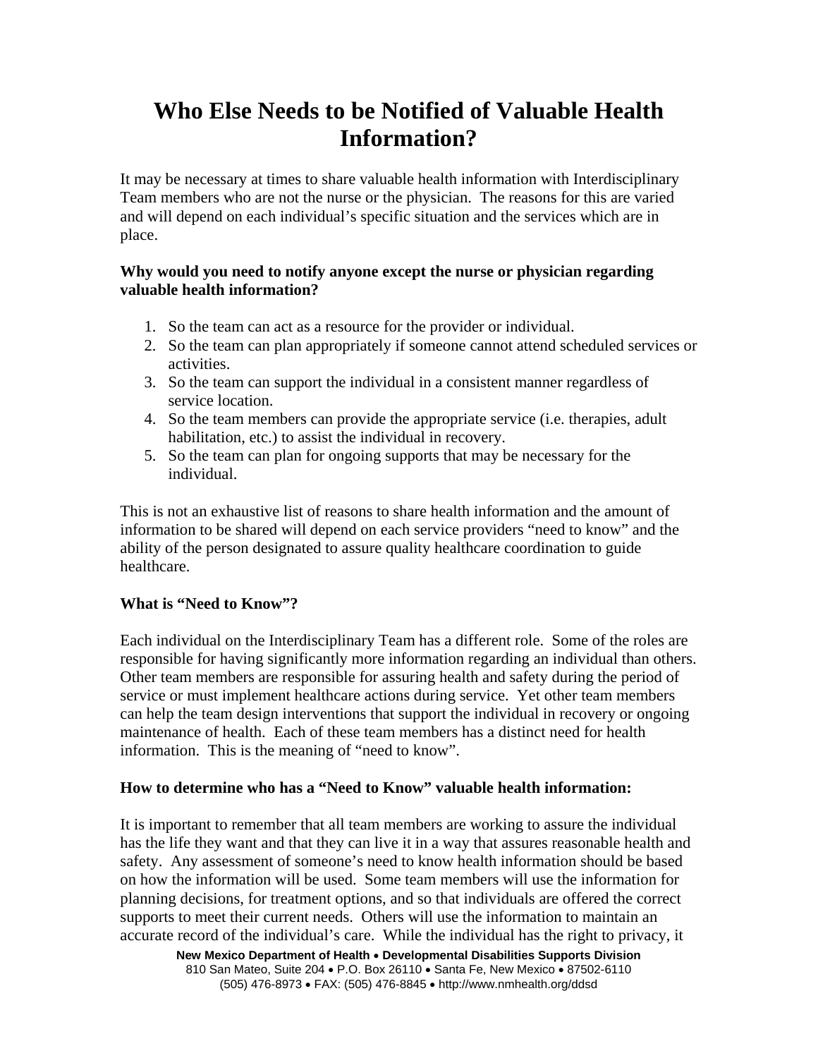# Who Else Needs to be Notified of Valuable Health Information?

It may be necessary at times to share valuable health information with Interdisciplinary Team members who are not the nurse or the physician. The reasons for this are varied and will depend on each individual's specific situation and the services which are in place.

**Why would you need to notify anyone except the nurse or physician regarding valuable health information?**

1. So the team can act as a resource for the provider or individual.
2. So the team can plan appropriately if someone cannot attend scheduled services or activities.
3. So the team can support the individual in a consistent manner regardless of service location.
4. So the team members can provide the appropriate service (i.e. therapies, adult habilitation, etc.) to assist the individual in recovery.
5. So the team can plan for ongoing supports that may be necessary for the individual.

This is not an exhaustive list of reasons to share health information and the amount of information to be shared will depend on each service providers "need to know" and the ability of the person designated to assure quality healthcare coordination to guide healthcare.

**What is "Need to Know"?**

Each individual on the Interdisciplinary Team has a different role. Some of the roles are responsible for having significantly more information regarding an individual than others. Other team members are responsible for assuring health and safety during the period of service or must implement healthcare actions during service. Yet other team members can help the team design interventions that support the individual in recovery or ongoing maintenance of health. Each of these team members has a distinct need for health information. This is the meaning of "need to know".

**How to determine who has a "Need to Know" valuable health information:**

It is important to remember that all team members are working to assure the individual has the life they want and that they can live it in a way that assures reasonable health and safety. Any assessment of someone's need to know health information should be based on how the information will be used. Some team members will use the information for planning decisions, for treatment options, and so that individuals are offered the correct supports to meet their current needs. Others will use the information to maintain an accurate record of the individual's care. While the individual has the right to privacy, it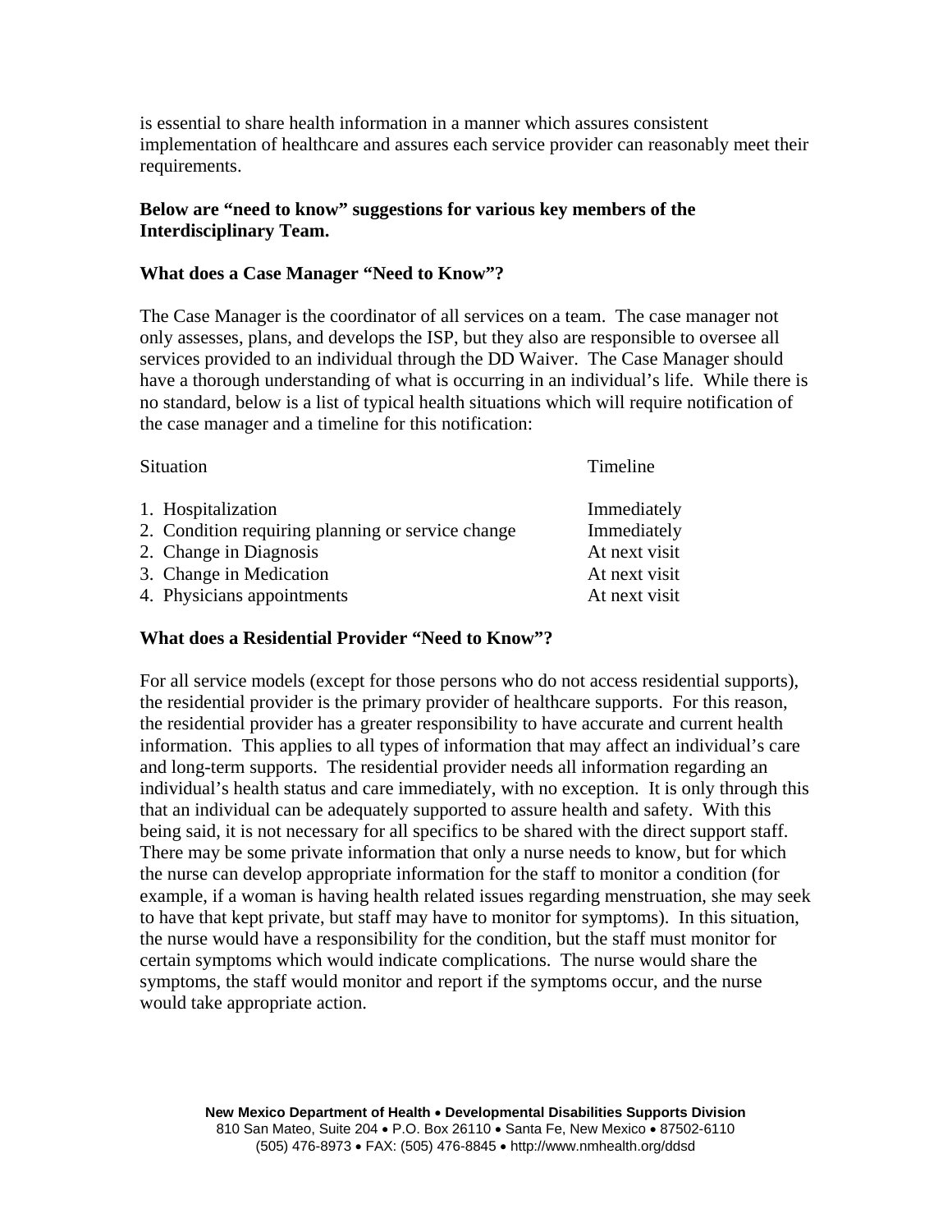is essential to share health information in a manner which assures consistent implementation of healthcare and assures each service provider can reasonably meet their requirements.

**Below are "need to know" suggestions for various key members of the Interdisciplinary Team.**

**What does a Case Manager "Need to Know"?**

The Case Manager is the coordinator of all services on a team. The case manager not only assesses, plans, and develops the ISP, but they also are responsible to oversee all services provided to an individual through the DD Waiver. The Case Manager should have a thorough understanding of what is occurring in an individual's life. While there is no standard, below is a list of typical health situations which will require notification of the case manager and a timeline for this notification:

| Situation | Timeline |
|---|---|
| 1. Hospitalization | Immediately |
| 2. Condition requiring planning or service change | Immediately |
| 2. Change in Diagnosis | At next visit |
| 3. Change in Medication | At next visit |
| 4. Physicians appointments | At next visit |

**What does a Residential Provider "Need to Know"?**

For all service models (except for those persons who do not access residential supports), the residential provider is the primary provider of healthcare supports. For this reason, the residential provider has a greater responsibility to have accurate and current health information. This applies to all types of information that may affect an individual's care and long-term supports. The residential provider needs all information regarding an individual's health status and care immediately, with no exception. It is only through this that an individual can be adequately supported to assure health and safety. With this being said, it is not necessary for all specifics to be shared with the direct support staff. There may be some private information that only a nurse needs to know, but for which the nurse can develop appropriate information for the staff to monitor a condition (for example, if a woman is having health related issues regarding menstruation, she may seek to have that kept private, but staff may have to monitor for symptoms). In this situation, the nurse would have a responsibility for the condition, but the staff must monitor for certain symptoms which would indicate complications. The nurse would share the symptoms, the staff would monitor and report if the symptoms occur, and the nurse would take appropriate action.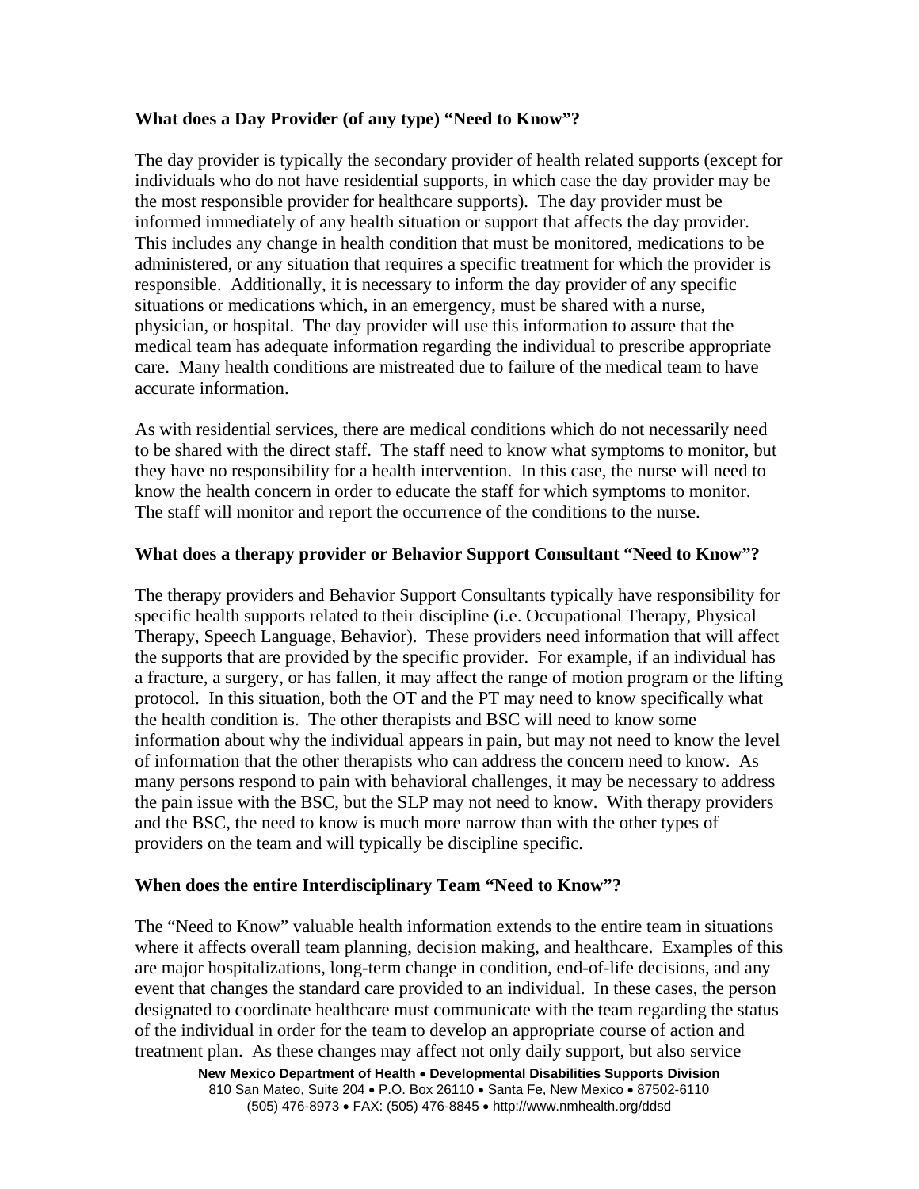**What does a Day Provider (of any type) "Need to Know"?**

The day provider is typically the secondary provider of health related supports (except for individuals who do not have residential supports, in which case the day provider may be the most responsible provider for healthcare supports). The day provider must be informed immediately of any health situation or support that affects the day provider. This includes any change in health condition that must be monitored, medications to be administered, or any situation that requires a specific treatment for which the provider is responsible. Additionally, it is necessary to inform the day provider of any specific situations or medications which, in an emergency, must be shared with a nurse, physician, or hospital. The day provider will use this information to assure that the medical team has adequate information regarding the individual to prescribe appropriate care. Many health conditions are mistreated due to failure of the medical team to have accurate information.

As with residential services, there are medical conditions which do not necessarily need to be shared with the direct staff. The staff need to know what symptoms to monitor, but they have no responsibility for a health intervention. In this case, the nurse will need to know the health concern in order to educate the staff for which symptoms to monitor. The staff will monitor and report the occurrence of the conditions to the nurse.

**What does a therapy provider or Behavior Support Consultant "Need to Know"?**

The therapy providers and Behavior Support Consultants typically have responsibility for specific health supports related to their discipline (i.e. Occupational Therapy, Physical Therapy, Speech Language, Behavior). These providers need information that will affect the supports that are provided by the specific provider. For example, if an individual has a fracture, a surgery, or has fallen, it may affect the range of motion program or the lifting protocol. In this situation, both the OT and the PT may need to know specifically what the health condition is. The other therapists and BSC will need to know some information about why the individual appears in pain, but may not need to know the level of information that the other therapists who can address the concern need to know. As many persons respond to pain with behavioral challenges, it may be necessary to address the pain issue with the BSC, but the SLP may not need to know. With therapy providers and the BSC, the need to know is much more narrow than with the other types of providers on the team and will typically be discipline specific.

**When does the entire Interdisciplinary Team "Need to Know"?**

The "Need to Know" valuable health information extends to the entire team in situations where it affects overall team planning, decision making, and healthcare. Examples of this are major hospitalizations, long-term change in condition, end-of-life decisions, and any event that changes the standard care provided to an individual. In these cases, the person designated to coordinate healthcare must communicate with the team regarding the status of the individual in order for the team to develop an appropriate course of action and treatment plan. As these changes may affect not only daily support, but also service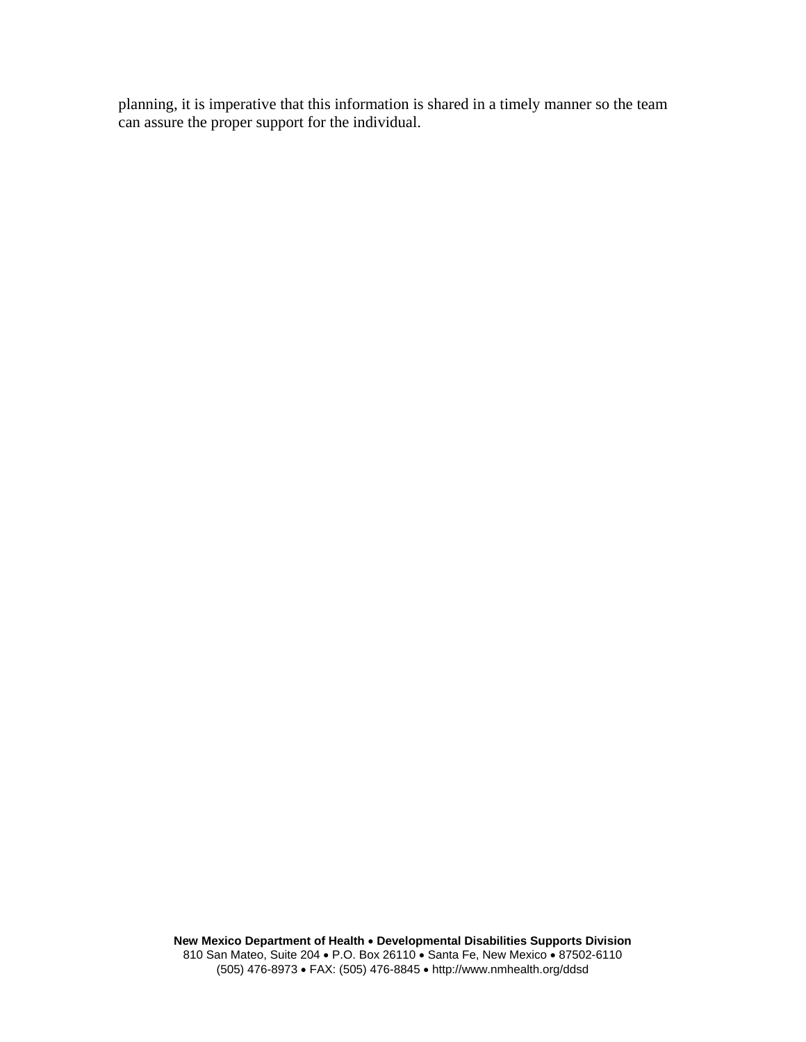planning, it is imperative that this information is shared in a timely manner so the team can assure the proper support for the individual.